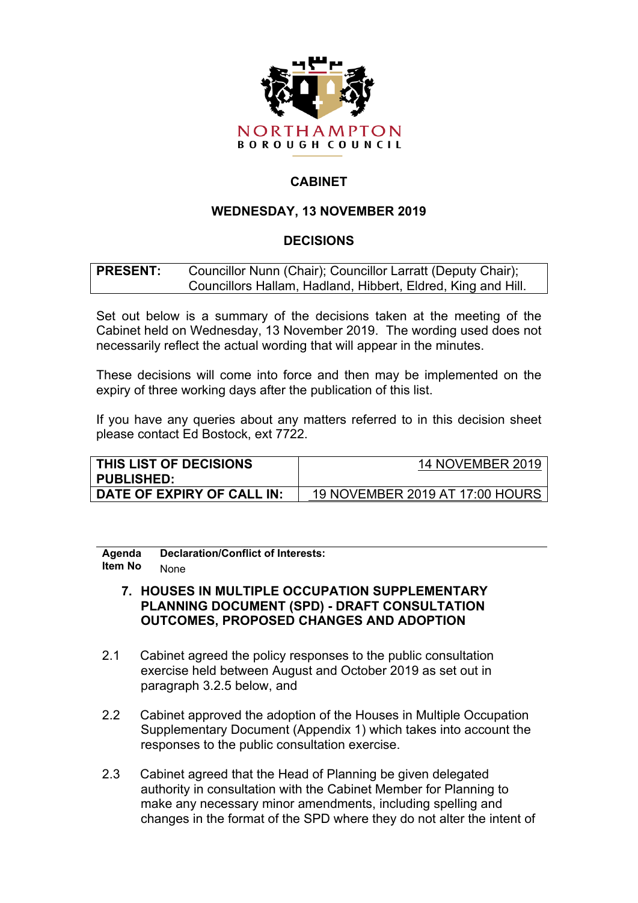NORTHAMPTON
BOROUGH COUNCIL

# CABINET

## WEDNESDAY, 13 NOVEMBER 2019

## DECISIONS

| **PRESENT:** | Councillor Nunn (Chair); Councillor Larratt (Deputy Chair); Councillors Hallam, Hadland, Hibbert, Eldred, King and Hill. |
|---|---|

Set out below is a summary of the decisions taken at the meeting of the Cabinet held on Wednesday, 13 November 2019. The wording used does not necessarily reflect the actual wording that will appear in the minutes.

These decisions will come into force and then may be implemented on the expiry of three working days after the publication of this list.

If you have any queries about any matters referred to in this decision sheet please contact Ed Bostock, ext 7722.

| **THIS LIST OF DECISIONS PUBLISHED:** | 14 NOVEMBER 2019 |
|---|---|
| **DATE OF EXPIRY OF CALL IN:** | 19 NOVEMBER 2019 AT 17:00 HOURS |

| **Agenda Item No** | **Declaration/Conflict of Interests:** None |
|---|---|

**7. HOUSES IN MULTIPLE OCCUPATION SUPPLEMENTARY PLANNING DOCUMENT (SPD) - DRAFT CONSULTATION OUTCOMES, PROPOSED CHANGES AND ADOPTION**

2.1 Cabinet agreed the policy responses to the public consultation exercise held between August and October 2019 as set out in paragraph 3.2.5 below, and

2.2 Cabinet approved the adoption of the Houses in Multiple Occupation Supplementary Document (Appendix 1) which takes into account the responses to the public consultation exercise.

2.3 Cabinet agreed that the Head of Planning be given delegated authority in consultation with the Cabinet Member for Planning to make any necessary minor amendments, including spelling and changes in the format of the SPD where they do not alter the intent of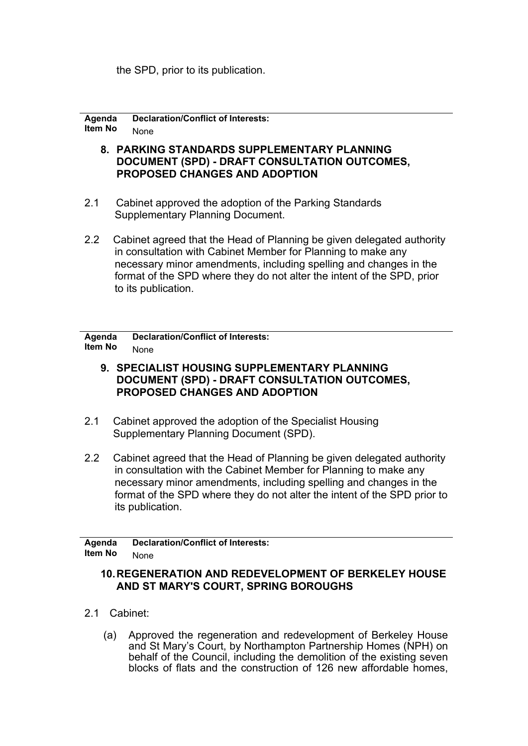the SPD, prior to its publication.

| Agenda Item No | Declaration/Conflict of Interests: None |
|---|---|

**8. PARKING STANDARDS SUPPLEMENTARY PLANNING DOCUMENT (SPD) - DRAFT CONSULTATION OUTCOMES, PROPOSED CHANGES AND ADOPTION**

2.1 Cabinet approved the adoption of the Parking Standards Supplementary Planning Document.

2.2 Cabinet agreed that the Head of Planning be given delegated authority in consultation with Cabinet Member for Planning to make any necessary minor amendments, including spelling and changes in the format of the SPD where they do not alter the intent of the SPD, prior to its publication.

| Agenda Item No | Declaration/Conflict of Interests: None |
|---|---|

**9. SPECIALIST HOUSING SUPPLEMENTARY PLANNING DOCUMENT (SPD) - DRAFT CONSULTATION OUTCOMES, PROPOSED CHANGES AND ADOPTION**

2.1 Cabinet approved the adoption of the Specialist Housing Supplementary Planning Document (SPD).

2.2 Cabinet agreed that the Head of Planning be given delegated authority in consultation with the Cabinet Member for Planning to make any necessary minor amendments, including spelling and changes in the format of the SPD where they do not alter the intent of the SPD prior to its publication.

| Agenda Item No | Declaration/Conflict of Interests: None |
|---|---|

**10. REGENERATION AND REDEVELOPMENT OF BERKELEY HOUSE AND ST MARY'S COURT, SPRING BOROUGHS**

2.1 Cabinet:

(a) Approved the regeneration and redevelopment of Berkeley House and St Mary's Court, by Northampton Partnership Homes (NPH) on behalf of the Council, including the demolition of the existing seven blocks of flats and the construction of 126 new affordable homes,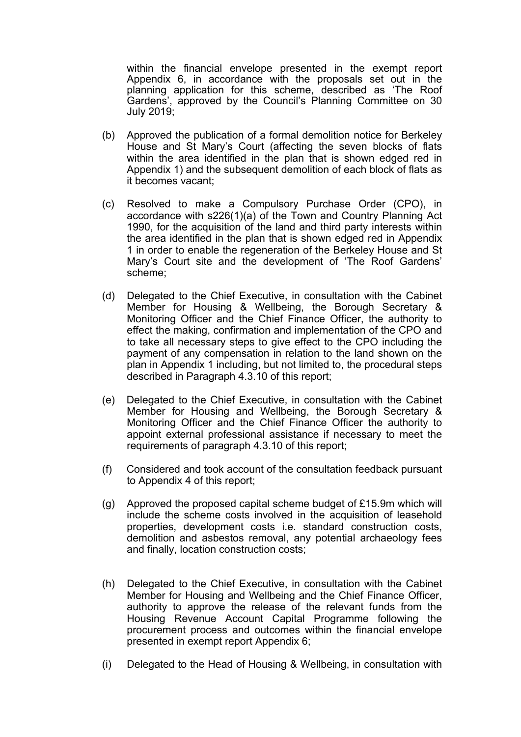within the financial envelope presented in the exempt report Appendix 6, in accordance with the proposals set out in the planning application for this scheme, described as 'The Roof Gardens', approved by the Council's Planning Committee on 30 July 2019;

(b) Approved the publication of a formal demolition notice for Berkeley House and St Mary's Court (affecting the seven blocks of flats within the area identified in the plan that is shown edged red in Appendix 1) and the subsequent demolition of each block of flats as it becomes vacant;

(c) Resolved to make a Compulsory Purchase Order (CPO), in accordance with s226(1)(a) of the Town and Country Planning Act 1990, for the acquisition of the land and third party interests within the area identified in the plan that is shown edged red in Appendix 1 in order to enable the regeneration of the Berkeley House and St Mary's Court site and the development of 'The Roof Gardens' scheme;

(d) Delegated to the Chief Executive, in consultation with the Cabinet Member for Housing & Wellbeing, the Borough Secretary & Monitoring Officer and the Chief Finance Officer, the authority to effect the making, confirmation and implementation of the CPO and to take all necessary steps to give effect to the CPO including the payment of any compensation in relation to the land shown on the plan in Appendix 1 including, but not limited to, the procedural steps described in Paragraph 4.3.10 of this report;

(e) Delegated to the Chief Executive, in consultation with the Cabinet Member for Housing and Wellbeing, the Borough Secretary & Monitoring Officer and the Chief Finance Officer the authority to appoint external professional assistance if necessary to meet the requirements of paragraph 4.3.10 of this report;

(f) Considered and took account of the consultation feedback pursuant to Appendix 4 of this report;

(g) Approved the proposed capital scheme budget of £15.9m which will include the scheme costs involved in the acquisition of leasehold properties, development costs i.e. standard construction costs, demolition and asbestos removal, any potential archaeology fees and finally, location construction costs;

(h) Delegated to the Chief Executive, in consultation with the Cabinet Member for Housing and Wellbeing and the Chief Finance Officer, authority to approve the release of the relevant funds from the Housing Revenue Account Capital Programme following the procurement process and outcomes within the financial envelope presented in exempt report Appendix 6;

(i) Delegated to the Head of Housing & Wellbeing, in consultation with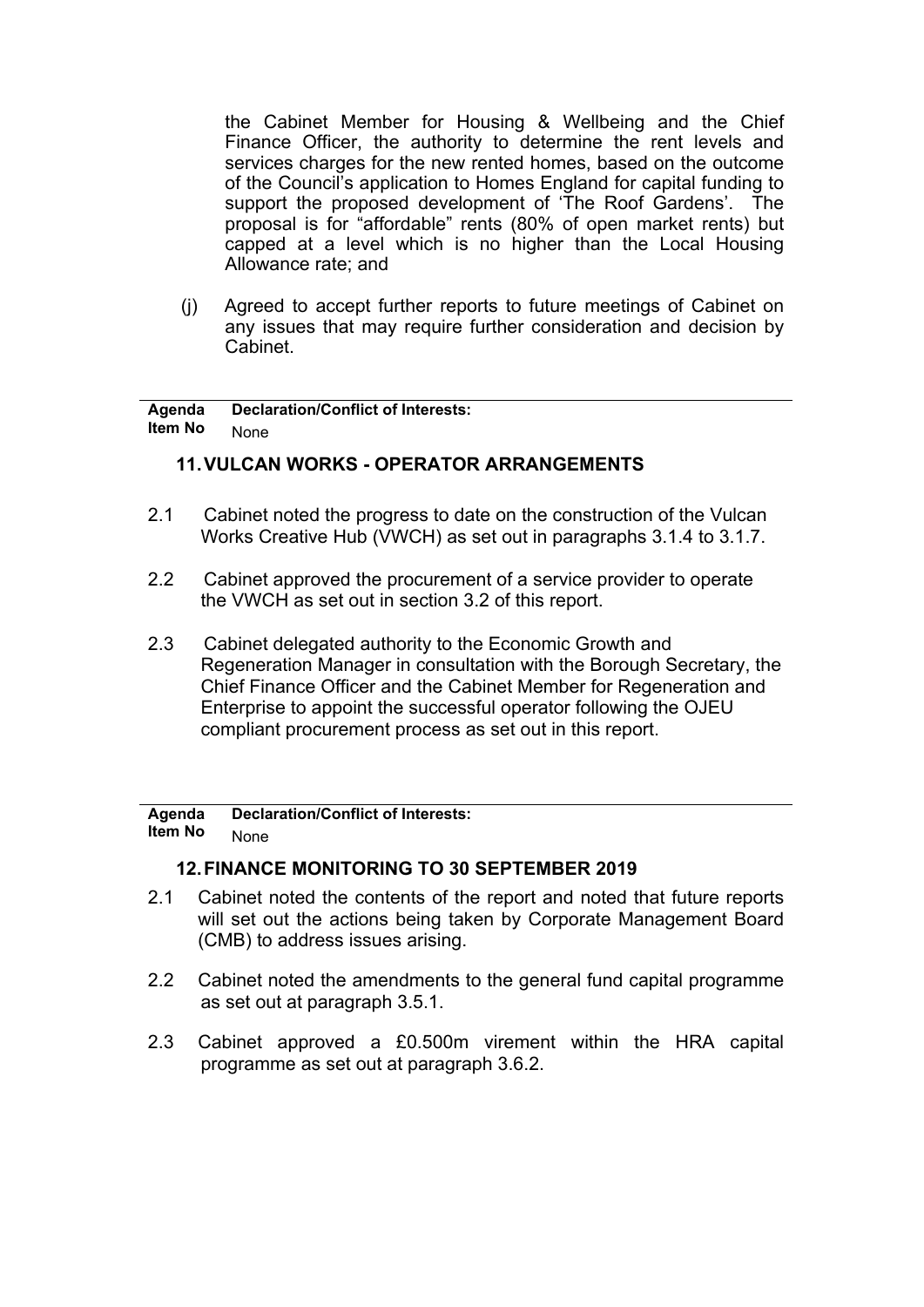the Cabinet Member for Housing & Wellbeing and the Chief Finance Officer, the authority to determine the rent levels and services charges for the new rented homes, based on the outcome of the Council's application to Homes England for capital funding to support the proposed development of 'The Roof Gardens'. The proposal is for "affordable" rents (80% of open market rents) but capped at a level which is no higher than the Local Housing Allowance rate; and

(j) Agreed to accept further reports to future meetings of Cabinet on any issues that may require further consideration and decision by Cabinet.

| Agenda Item No | Declaration/Conflict of Interests: None |
| --- | --- |

**11. VULCAN WORKS - OPERATOR ARRANGEMENTS**

2.1 Cabinet noted the progress to date on the construction of the Vulcan Works Creative Hub (VWCH) as set out in paragraphs 3.1.4 to 3.1.7.

2.2 Cabinet approved the procurement of a service provider to operate the VWCH as set out in section 3.2 of this report.

2.3 Cabinet delegated authority to the Economic Growth and Regeneration Manager in consultation with the Borough Secretary, the Chief Finance Officer and the Cabinet Member for Regeneration and Enterprise to appoint the successful operator following the OJEU compliant procurement process as set out in this report.

| Agenda Item No | Declaration/Conflict of Interests: None |
| --- | --- |

**12. FINANCE MONITORING TO 30 SEPTEMBER 2019**

2.1 Cabinet noted the contents of the report and noted that future reports will set out the actions being taken by Corporate Management Board (CMB) to address issues arising.

2.2 Cabinet noted the amendments to the general fund capital programme as set out at paragraph 3.5.1.

2.3 Cabinet approved a £0.500m virement within the HRA capital programme as set out at paragraph 3.6.2.